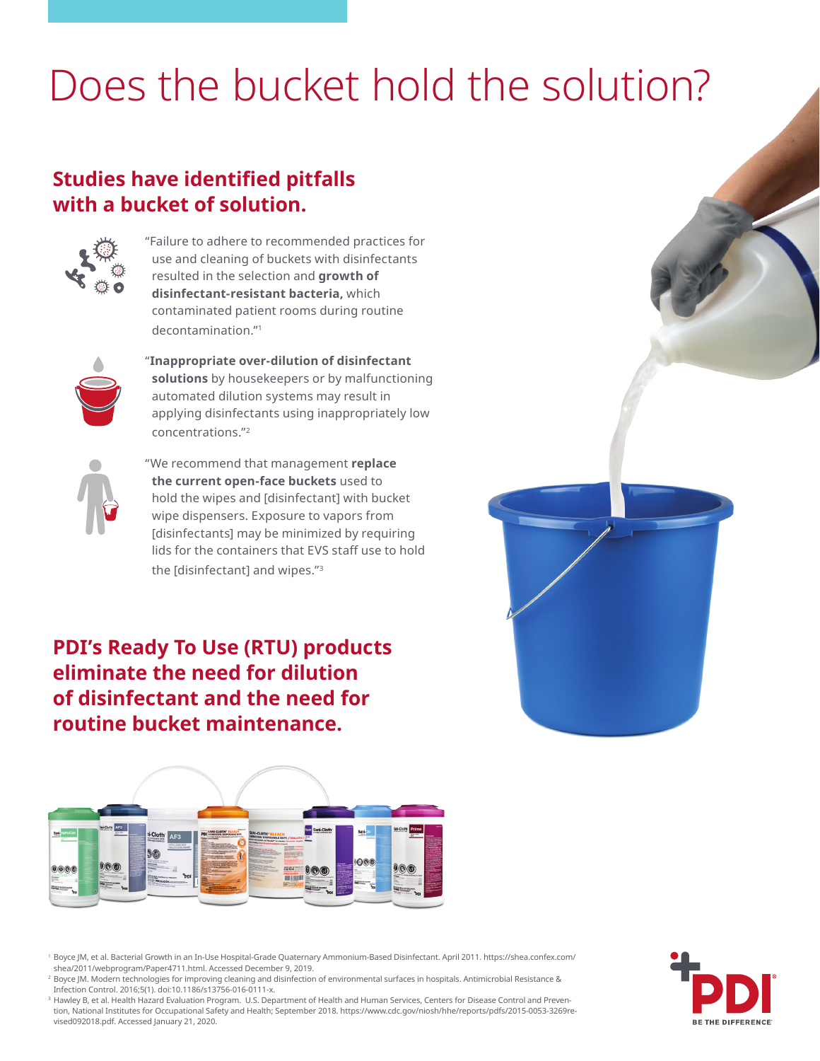# Does the bucket hold the solution?

## Studies have identified pitfalls with a bucket of solution.

"Failure to adhere to recommended practices for use and cleaning of buckets with disinfectants resulted in the selection and **growth of disinfectant-resistant bacteria,** which contaminated patient rooms during routine decontamination."[1]

"**Inappropriate over-dilution of disinfectant solutions** by housekeepers or by malfunctioning automated dilution systems may result in applying disinfectants using inappropriately low concentrations."[2]

"We recommend that management **replace the current open-face buckets** used to hold the wipes and [disinfectant] with bucket wipe dispensers. Exposure to vapors from [disinfectants] may be minimized by requiring lids for the containers that EVS staff use to hold the [disinfectant] and wipes."[3]

## PDI's Ready To Use (RTU) products eliminate the need for dilution of disinfectant and the need for routine bucket maintenance.

[1] Boyce JM, et al. Bacterial Growth in an In-Use Hospital-Grade Quaternary Ammonium-Based Disinfectant. April 2011. https://shea.confex.com/shea/2011/webprogram/Paper4711.html. Accessed December 9, 2019.

[2] Boyce JM. Modern technologies for improving cleaning and disinfection of environmental surfaces in hospitals. Antimicrobial Resistance & Infection Control. 2016;5(1). doi:10.1186/s13756-016-0111-x.

[3] Hawley B, et al. Health Hazard Evaluation Program. U.S. Department of Health and Human Services, Centers for Disease Control and Prevention, National Institutes for Occupational Safety and Health; September 2018. https://www.cdc.gov/niosh/hhe/reports/pdfs/2015-0053-3269revised092018.pdf. Accessed January 21, 2020.

PDI® BE THE DIFFERENCE®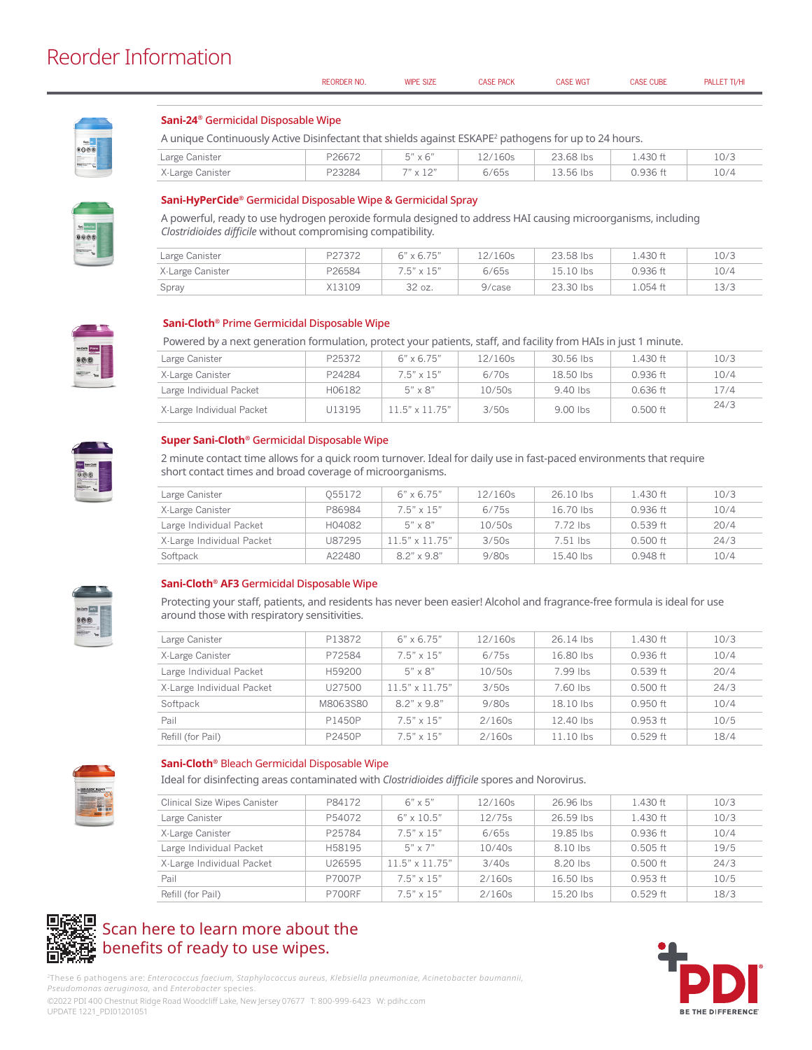# Reorder Information

| | REORDER NO. | WIPE SIZE | CASE PACK | CASE WGT | CASE CUBE | PALLET TI/HI |
|---|---|---|---|---|---|---|

## Sani-24® Germicidal Disposable Wipe

A unique Continuously Active Disinfectant that shields against ESKAPE[2] pathogens for up to 24 hours.

| | REORDER NO. | WIPE SIZE | CASE PACK | CASE WGT | CASE CUBE | PALLET TI/HI |
|---|---|---|---|---|---|---|
| Large Canister | P26672 | 5" x 6" | 12/160s | 23.68 lbs | 1.430 ft | 10/3 |
| X-Large Canister | P23284 | 7" x 12" | 6/65s | 13.56 lbs | 0.936 ft | 10/4 |

## Sani-HyPerCide® Germicidal Disposable Wipe & Germicidal Spray

A powerful, ready to use hydrogen peroxide formula designed to address HAI causing microorganisms, including *Clostridioides difficile* without compromising compatibility.

| | REORDER NO. | WIPE SIZE | CASE PACK | CASE WGT | CASE CUBE | PALLET TI/HI |
|---|---|---|---|---|---|---|
| Large Canister | P27372 | 6" x 6.75" | 12/160s | 23.58 lbs | 1.430 ft | 10/3 |
| X-Large Canister | P26584 | 7.5" x 15" | 6/65s | 15.10 lbs | 0.936 ft | 10/4 |
| Spray | X13109 | 32 oz. | 9/case | 23.30 lbs | 1.054 ft | 13/3 |

## Sani-Cloth® Prime Germicidal Disposable Wipe

Powered by a next generation formulation, protect your patients, staff, and facility from HAIs in just 1 minute.

| | REORDER NO. | WIPE SIZE | CASE PACK | CASE WGT | CASE CUBE | PALLET TI/HI |
|---|---|---|---|---|---|---|
| Large Canister | P25372 | 6" x 6.75" | 12/160s | 30.56 lbs | 1.430 ft | 10/3 |
| X-Large Canister | P24284 | 7.5" x 15" | 6/70s | 18.50 lbs | 0.936 ft | 10/4 |
| Large Individual Packet | H06182 | 5" x 8" | 10/50s | 9.40 lbs | 0.636 ft | 17/4 |
| X-Large Individual Packet | U13195 | 11.5" x 11.75" | 3/50s | 9.00 lbs | 0.500 ft | 24/3 |

## Super Sani-Cloth® Germicidal Disposable Wipe

2 minute contact time allows for a quick room turnover. Ideal for daily use in fast-paced environments that require short contact times and broad coverage of microorganisms.

| | REORDER NO. | WIPE SIZE | CASE PACK | CASE WGT | CASE CUBE | PALLET TI/HI |
|---|---|---|---|---|---|---|
| Large Canister | Q55172 | 6" x 6.75" | 12/160s | 26.10 lbs | 1.430 ft | 10/3 |
| X-Large Canister | P86984 | 7.5" x 15" | 6/75s | 16.70 lbs | 0.936 ft | 10/4 |
| Large Individual Packet | H04082 | 5" x 8" | 10/50s | 7.72 lbs | 0.539 ft | 20/4 |
| X-Large Individual Packet | U87295 | 11.5" x 11.75" | 3/50s | 7.51 lbs | 0.500 ft | 24/3 |
| Softpack | A22480 | 8.2" x 9.8" | 9/80s | 15.40 lbs | 0.948 ft | 10/4 |

## Sani-Cloth® AF3 Germicidal Disposable Wipe

Protecting your staff, patients, and residents has never been easier! Alcohol and fragrance-free formula is ideal for use around those with respiratory sensitivities.

| | REORDER NO. | WIPE SIZE | CASE PACK | CASE WGT | CASE CUBE | PALLET TI/HI |
|---|---|---|---|---|---|---|
| Large Canister | P13872 | 6" x 6.75" | 12/160s | 26.14 lbs | 1.430 ft | 10/3 |
| X-Large Canister | P72584 | 7.5" x 15" | 6/75s | 16.80 lbs | 0.936 ft | 10/4 |
| Large Individual Packet | H59200 | 5" x 8" | 10/50s | 7.99 lbs | 0.539 ft | 20/4 |
| X-Large Individual Packet | U27500 | 11.5" x 11.75" | 3/50s | 7.60 lbs | 0.500 ft | 24/3 |
| Softpack | M8063S80 | 8.2" x 9.8" | 9/80s | 18.10 lbs | 0.950 ft | 10/4 |
| Pail | P1450P | 7.5" x 15" | 2/160s | 12.40 lbs | 0.953 ft | 10/5 |
| Refill (for Pail) | P2450P | 7.5" x 15" | 2/160s | 11.10 lbs | 0.529 ft | 18/4 |

## Sani-Cloth® Bleach Germicidal Disposable Wipe

Ideal for disinfecting areas contaminated with *Clostridioides difficile* spores and Norovirus.

| | REORDER NO. | WIPE SIZE | CASE PACK | CASE WGT | CASE CUBE | PALLET TI/HI |
|---|---|---|---|---|---|---|
| Clinical Size Wipes Canister | P84172 | 6" x 5" | 12/160s | 26.96 lbs | 1.430 ft | 10/3 |
| Large Canister | P54072 | 6" x 10.5" | 12/75s | 26.59 lbs | 1.430 ft | 10/3 |
| X-Large Canister | P25784 | 7.5" x 15" | 6/65s | 19.85 lbs | 0.936 ft | 10/4 |
| Large Individual Packet | H58195 | 5" x 7" | 10/40s | 8.10 lbs | 0.505 ft | 19/5 |
| X-Large Individual Packet | U26595 | 11.5" x 11.75" | 3/40s | 8.20 lbs | 0.500 ft | 24/3 |
| Pail | P7007P | 7.5" x 15" | 2/160s | 16.50 lbs | 0.953 ft | 10/5 |
| Refill (for Pail) | P700RF | 7.5" x 15" | 2/160s | 15.20 lbs | 0.529 ft | 18/3 |

Scan here to learn more about the benefits of ready to use wipes.

[2]These 6 pathogens are: *Enterococcus faecium, Staphylococcus aureus, Klebsiella pneumoniae, Acinetobacter baumannii, Pseudomonas aeruginosa,* and *Enterobacter* species.

©2022 PDI 400 Chestnut Ridge Road Woodcliff Lake, New Jersey 07677 T: 800-999-6423 W: pdihc.com
UPDATE 1221_PDI01201051

PDI
BE THE DIFFERENCE®